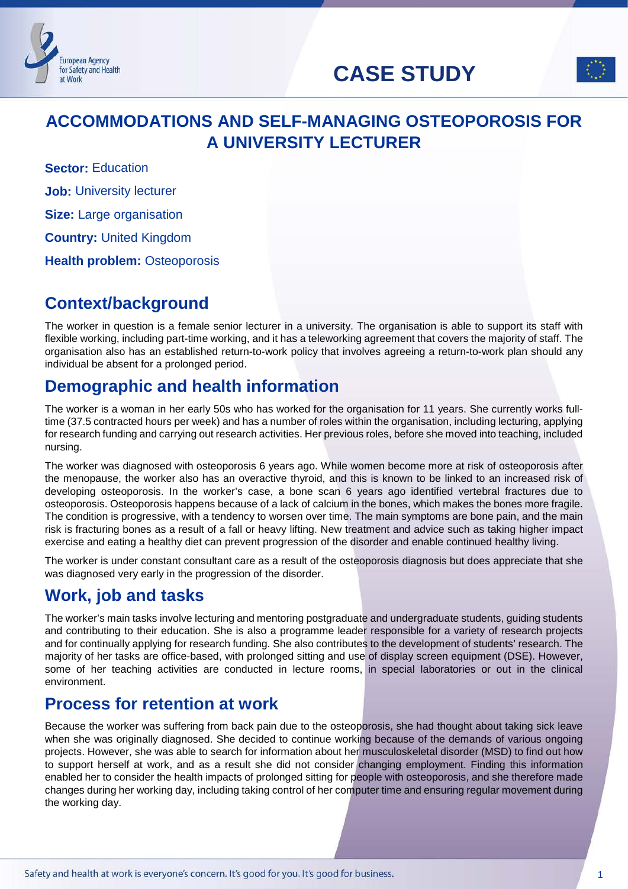# CASE STUDY

## ACCOMMODATIONS AND SELF-MANAGING OSTEOPOROSIS FOR A UNIVERSITY LECTURER

**Sector:** Education

**Job:** University lecturer

**Size:** Large organisation

**Country:** United Kingdom

**Health problem:** Osteoporosis

## Context/background

The worker in question is a female senior lecturer in a university. The organisation is able to support its staff with flexible working, including part-time working, and it has a teleworking agreement that covers the majority of staff. The organisation also has an established return-to-work policy that involves agreeing a return-to-work plan should any individual be absent for a prolonged period.

## Demographic and health information

The worker is a woman in her early 50s who has worked for the organisation for 11 years. She currently works full-time (37.5 contracted hours per week) and has a number of roles within the organisation, including lecturing, applying for research funding and carrying out research activities. Her previous roles, before she moved into teaching, included nursing.

The worker was diagnosed with osteoporosis 6 years ago. While women become more at risk of osteoporosis after the menopause, the worker also has an overactive thyroid, and this is known to be linked to an increased risk of developing osteoporosis. In the worker's case, a bone scan 6 years ago identified vertebral fractures due to osteoporosis. Osteoporosis happens because of a lack of calcium in the bones, which makes the bones more fragile. The condition is progressive, with a tendency to worsen over time. The main symptoms are bone pain, and the main risk is fracturing bones as a result of a fall or heavy lifting. New treatment and advice such as taking higher impact exercise and eating a healthy diet can prevent progression of the disorder and enable continued healthy living.

The worker is under constant consultant care as a result of the osteoporosis diagnosis but does appreciate that she was diagnosed very early in the progression of the disorder.

## Work, job and tasks

The worker's main tasks involve lecturing and mentoring postgraduate and undergraduate students, guiding students and contributing to their education. She is also a programme leader responsible for a variety of research projects and for continually applying for research funding. She also contributes to the development of students' research. The majority of her tasks are office-based, with prolonged sitting and use of display screen equipment (DSE). However, some of her teaching activities are conducted in lecture rooms, in special laboratories or out in the clinical environment.

## Process for retention at work

Because the worker was suffering from back pain due to the osteoporosis, she had thought about taking sick leave when she was originally diagnosed. She decided to continue working because of the demands of various ongoing projects. However, she was able to search for information about her musculoskeletal disorder (MSD) to find out how to support herself at work, and as a result she did not consider changing employment. Finding this information enabled her to consider the health impacts of prolonged sitting for people with osteoporosis, and she therefore made changes during her working day, including taking control of her computer time and ensuring regular movement during the working day.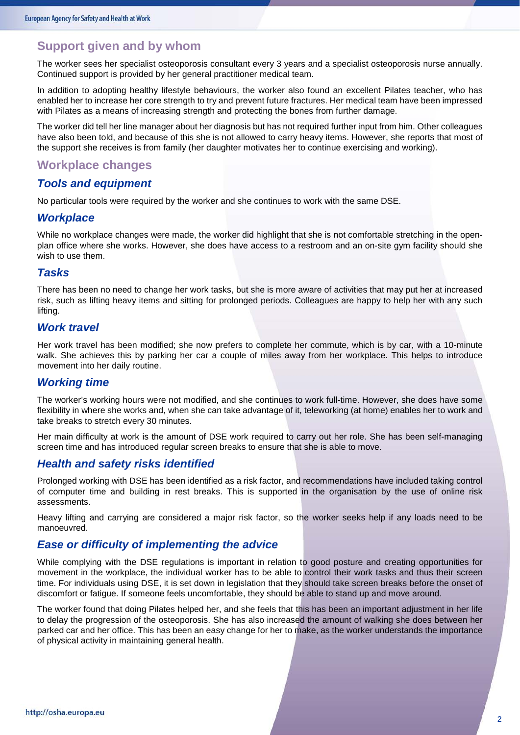## Support given and by whom

The worker sees her specialist osteoporosis consultant every 3 years and a specialist osteoporosis nurse annually. Continued support is provided by her general practitioner medical team.

In addition to adopting healthy lifestyle behaviours, the worker also found an excellent Pilates teacher, who has enabled her to increase her core strength to try and prevent future fractures. Her medical team have been impressed with Pilates as a means of increasing strength and protecting the bones from further damage.

The worker did tell her line manager about her diagnosis but has not required further input from him. Other colleagues have also been told, and because of this she is not allowed to carry heavy items. However, she reports that most of the support she receives is from family (her daughter motivates her to continue exercising and working).

## Workplace changes

### *Tools and equipment*

No particular tools were required by the worker and she continues to work with the same DSE.

### *Workplace*

While no workplace changes were made, the worker did highlight that she is not comfortable stretching in the open-plan office where she works. However, she does have access to a restroom and an on-site gym facility should she wish to use them.

### *Tasks*

There has been no need to change her work tasks, but she is more aware of activities that may put her at increased risk, such as lifting heavy items and sitting for prolonged periods. Colleagues are happy to help her with any such lifting.

### *Work travel*

Her work travel has been modified; she now prefers to complete her commute, which is by car, with a 10-minute walk. She achieves this by parking her car a couple of miles away from her workplace. This helps to introduce movement into her daily routine.

### *Working time*

The worker's working hours were not modified, and she continues to work full-time. However, she does have some flexibility in where she works and, when she can take advantage of it, teleworking (at home) enables her to work and take breaks to stretch every 30 minutes.

Her main difficulty at work is the amount of DSE work required to carry out her role. She has been self-managing screen time and has introduced regular screen breaks to ensure that she is able to move.

### *Health and safety risks identified*

Prolonged working with DSE has been identified as a risk factor, and recommendations have included taking control of computer time and building in rest breaks. This is supported in the organisation by the use of online risk assessments.

Heavy lifting and carrying are considered a major risk factor, so the worker seeks help if any loads need to be manoeuvred.

### *Ease or difficulty of implementing the advice*

While complying with the DSE regulations is important in relation to good posture and creating opportunities for movement in the workplace, the individual worker has to be able to control their work tasks and thus their screen time. For individuals using DSE, it is set down in legislation that they should take screen breaks before the onset of discomfort or fatigue. If someone feels uncomfortable, they should be able to stand up and move around.

The worker found that doing Pilates helped her, and she feels that this has been an important adjustment in her life to delay the progression of the osteoporosis. She has also increased the amount of walking she does between her parked car and her office. This has been an easy change for her to make, as the worker understands the importance of physical activity in maintaining general health.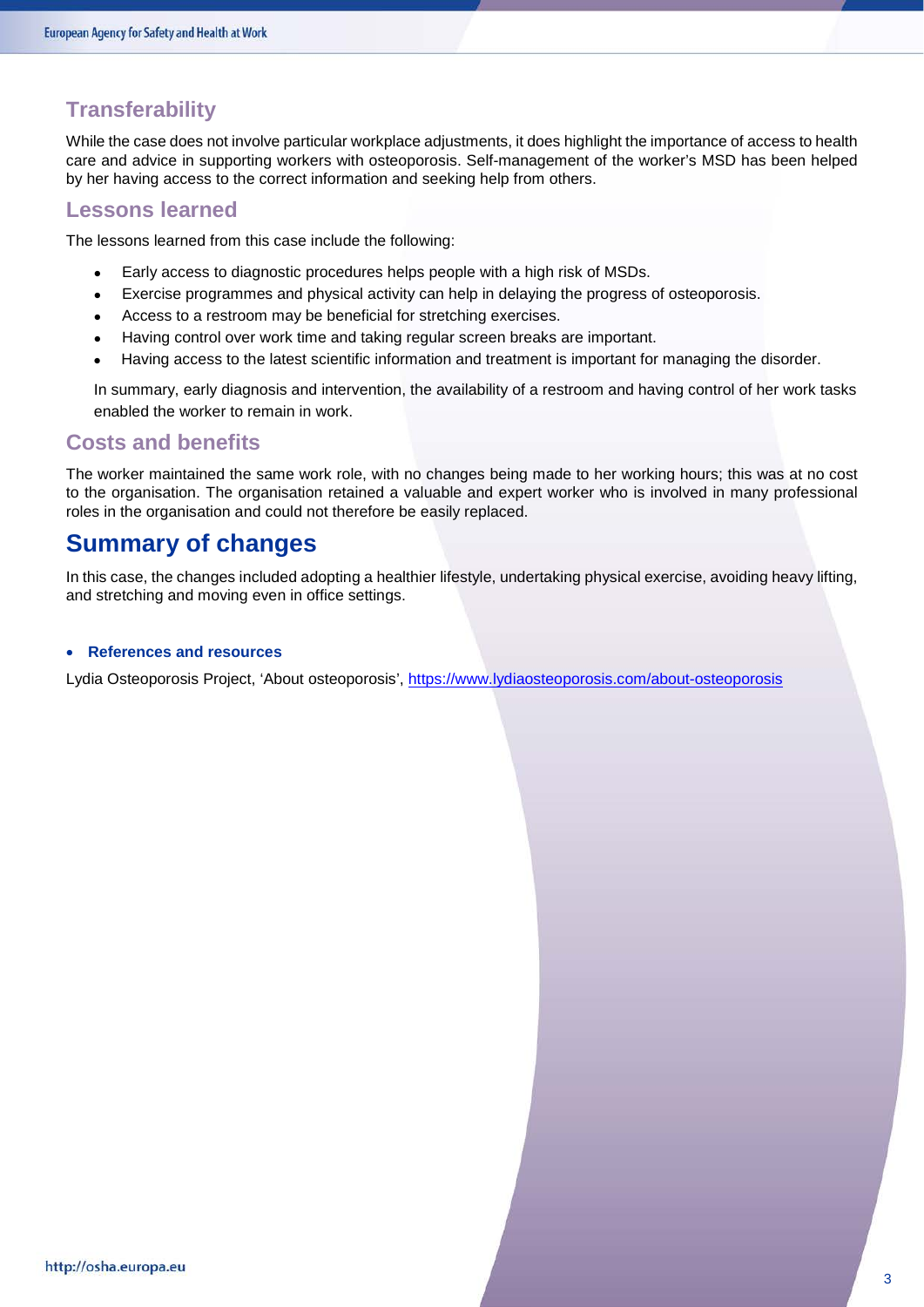## Transferability

While the case does not involve particular workplace adjustments, it does highlight the importance of access to health care and advice in supporting workers with osteoporosis. Self-management of the worker's MSD has been helped by her having access to the correct information and seeking help from others.

## Lessons learned

The lessons learned from this case include the following:

- Early access to diagnostic procedures helps people with a high risk of MSDs.
- Exercise programmes and physical activity can help in delaying the progress of osteoporosis.
- Access to a restroom may be beneficial for stretching exercises.
- Having control over work time and taking regular screen breaks are important.
- Having access to the latest scientific information and treatment is important for managing the disorder.

In summary, early diagnosis and intervention, the availability of a restroom and having control of her work tasks enabled the worker to remain in work.

## Costs and benefits

The worker maintained the same work role, with no changes being made to her working hours; this was at no cost to the organisation. The organisation retained a valuable and expert worker who is involved in many professional roles in the organisation and could not therefore be easily replaced.

# Summary of changes

In this case, the changes included adopting a healthier lifestyle, undertaking physical exercise, avoiding heavy lifting, and stretching and moving even in office settings.

- **References and resources**

Lydia Osteoporosis Project, 'About osteoporosis', https://www.lydiaosteoporosis.com/about-osteoporosis